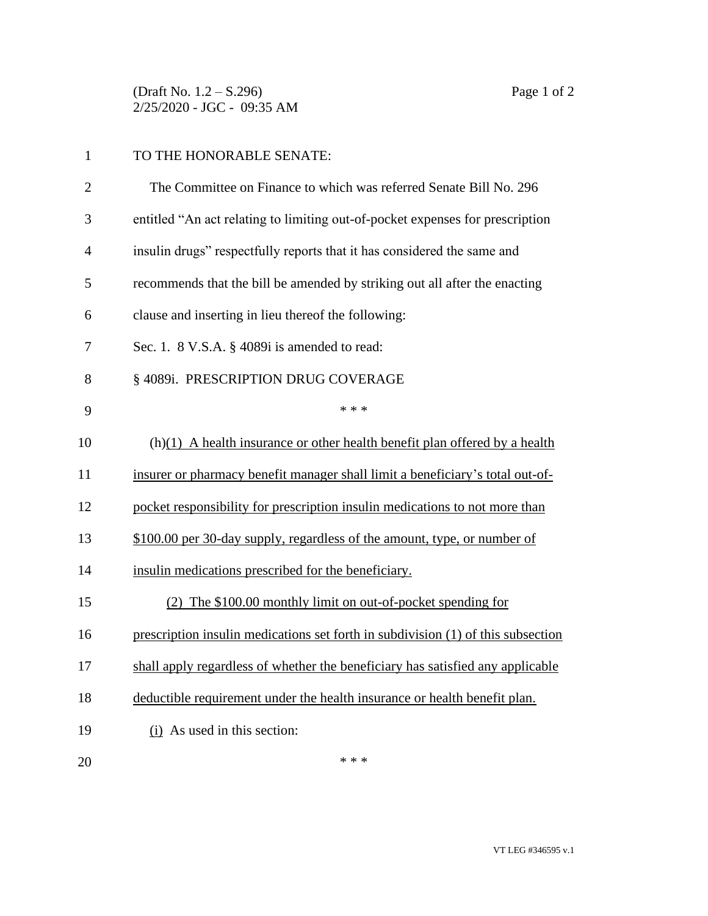(Draft No. 1.2 – S.296)
2/25/2020 - JGC - 09:35 AM

TO THE HONORABLE SENATE:

The Committee on Finance to which was referred Senate Bill No. 296 entitled "An act relating to limiting out-of-pocket expenses for prescription insulin drugs" respectfully reports that it has considered the same and recommends that the bill be amended by striking out all after the enacting clause and inserting in lieu thereof the following:

Sec. 1. 8 V.S.A. § 4089i is amended to read:

§ 4089i. PRESCRIPTION DRUG COVERAGE

\* \* \*

(h)(1) A health insurance or other health benefit plan offered by a health insurer or pharmacy benefit manager shall limit a beneficiary's total out-of-pocket responsibility for prescription insulin medications to not more than $100.00 per 30-day supply, regardless of the amount, type, or number of insulin medications prescribed for the beneficiary.

(2) The $100.00 monthly limit on out-of-pocket spending for prescription insulin medications set forth in subdivision (1) of this subsection shall apply regardless of whether the beneficiary has satisfied any applicable deductible requirement under the health insurance or health benefit plan.

(i) As used in this section:

\* \* \*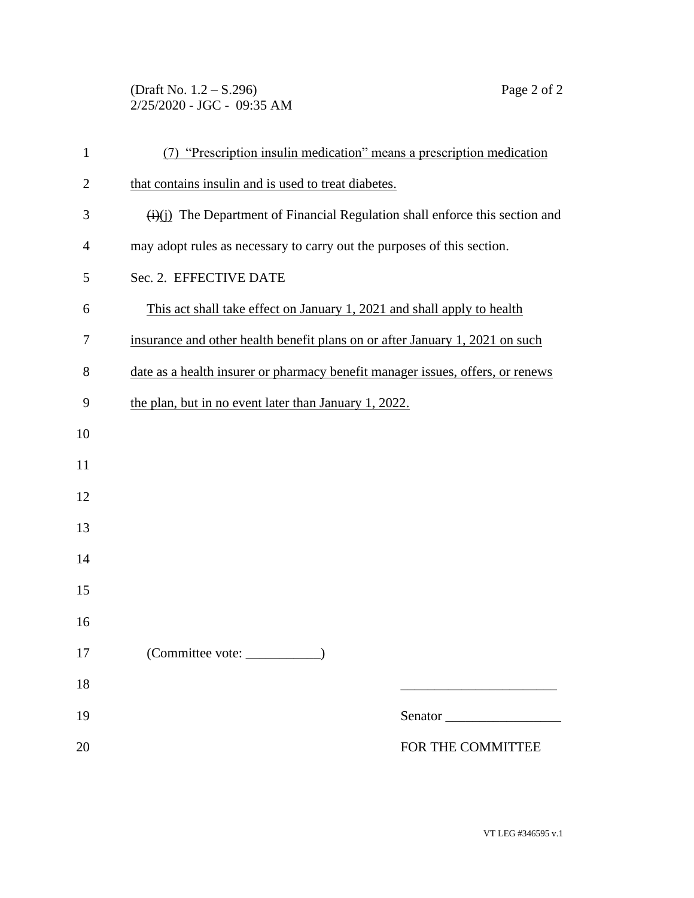(7) "Prescription insulin medication" means a prescription medication that contains insulin and is used to treat diabetes.

~~(i)~~(j) The Department of Financial Regulation shall enforce this section and may adopt rules as necessary to carry out the purposes of this section.

Sec. 2. EFFECTIVE DATE

This act shall take effect on January 1, 2021 and shall apply to health insurance and other health benefit plans on or after January 1, 2021 on such date as a health insurer or pharmacy benefit manager issues, offers, or renews the plan, but in no event later than January 1, 2022.

(Committee vote: ___________)

_______________________

Senator _________________

FOR THE COMMITTEE

VT LEG #346595 v.1